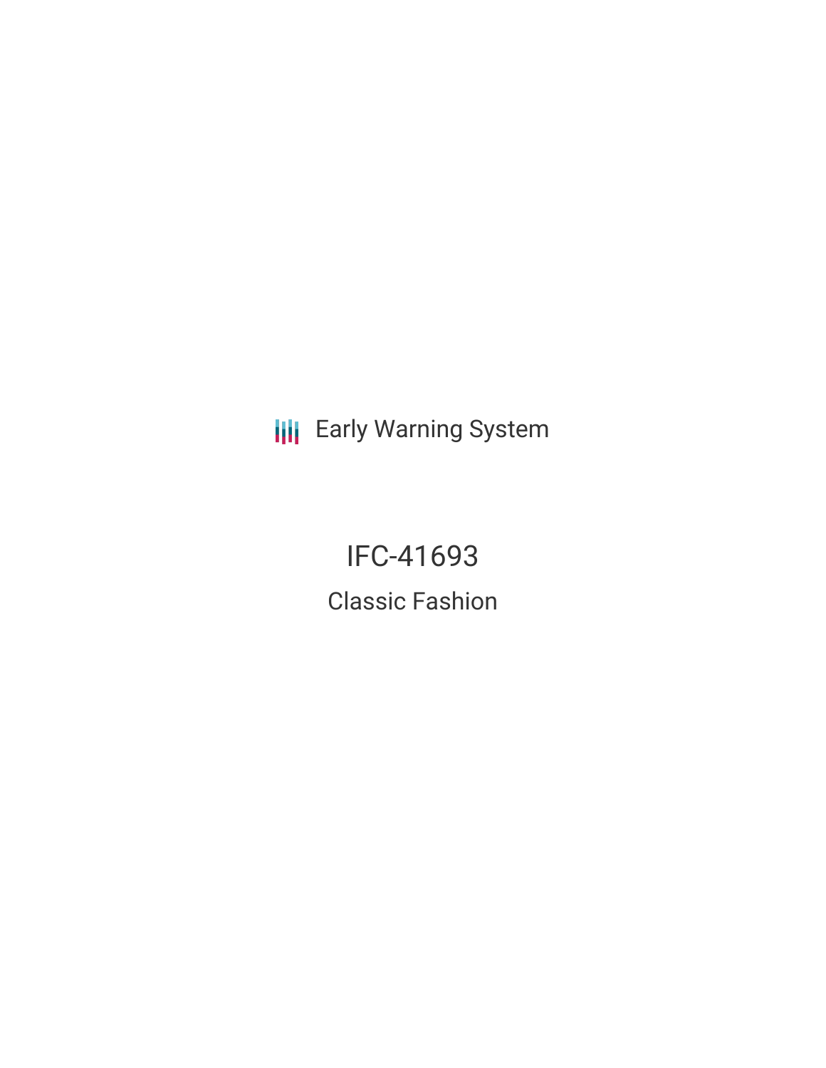Early Warning System

# IFC-41693

## Classic Fashion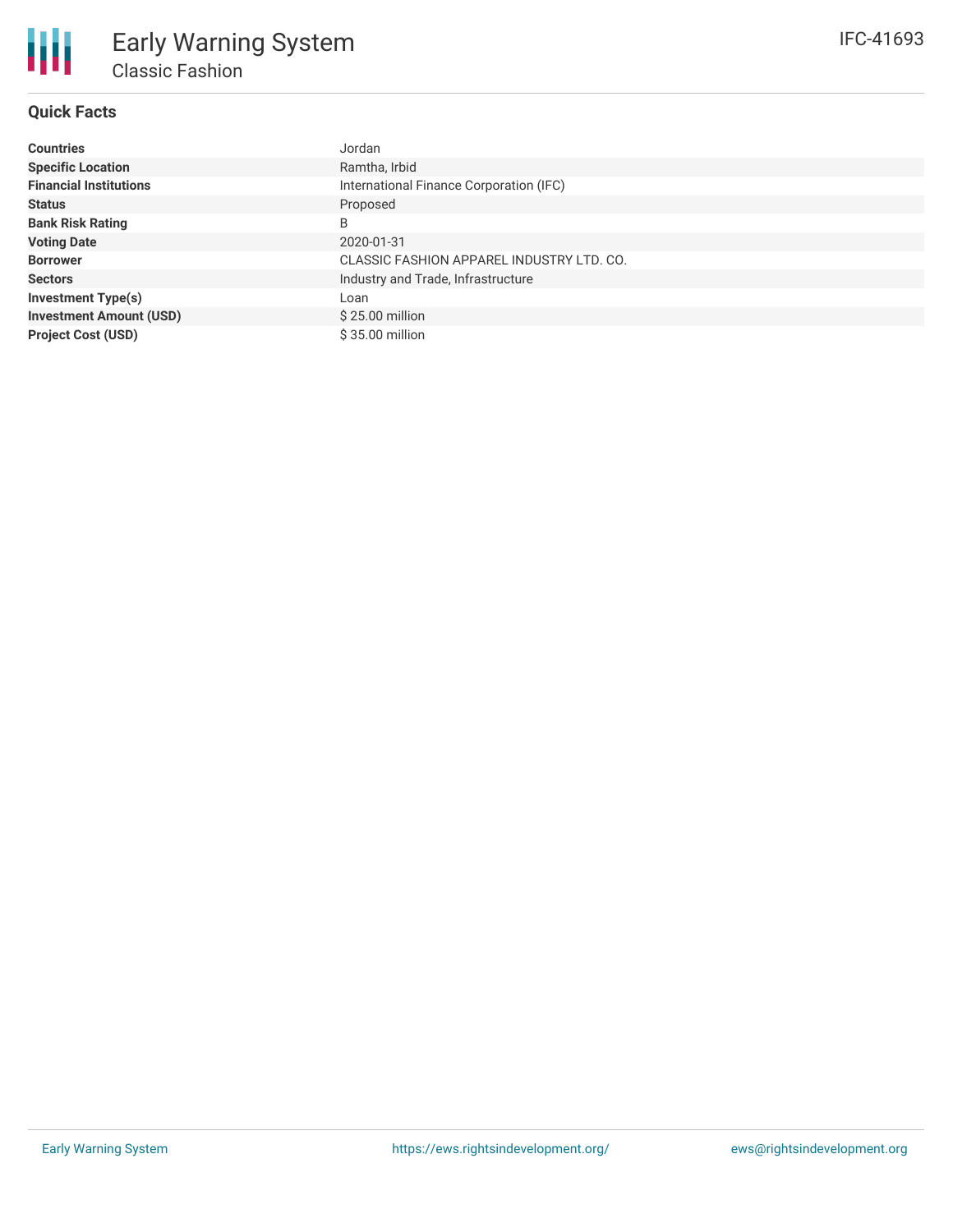# Early Warning System

## Classic Fashion

IFC-41693

### Quick Facts

| | |
|---|---|
| **Countries** | Jordan |
| **Specific Location** | Ramtha, Irbid |
| **Financial Institutions** | International Finance Corporation (IFC) |
| **Status** | Proposed |
| **Bank Risk Rating** | B |
| **Voting Date** | 2020-01-31 |
| **Borrower** | CLASSIC FASHION APPAREL INDUSTRY LTD. CO. |
| **Sectors** | Industry and Trade, Infrastructure |
| **Investment Type(s)** | Loan |
| **Investment Amount (USD)** | $ 25.00 million |
| **Project Cost (USD)** | $ 35.00 million |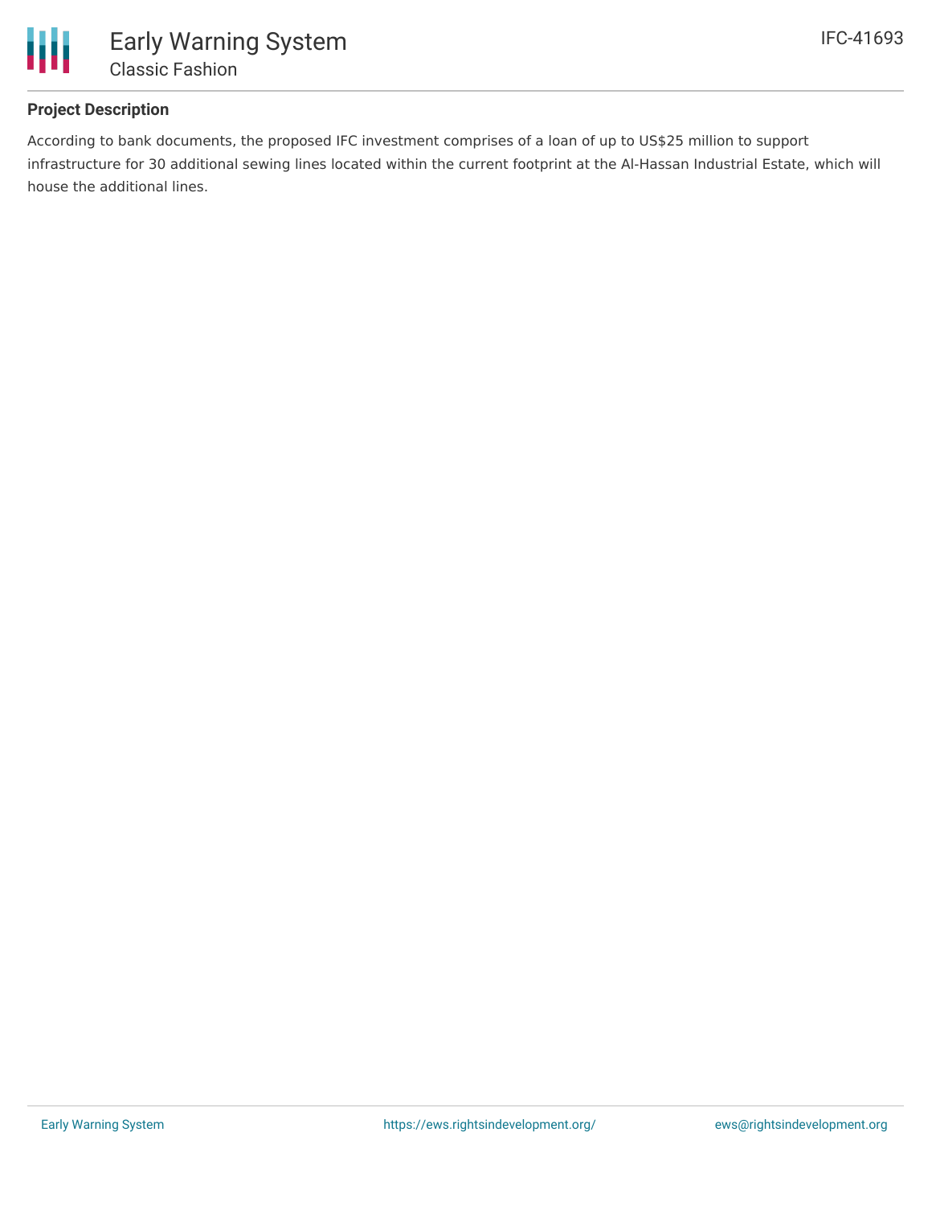## Project Description

According to bank documents, the proposed IFC investment comprises of a loan of up to US$25 million to support infrastructure for 30 additional sewing lines located within the current footprint at the Al-Hassan Industrial Estate, which will house the additional lines.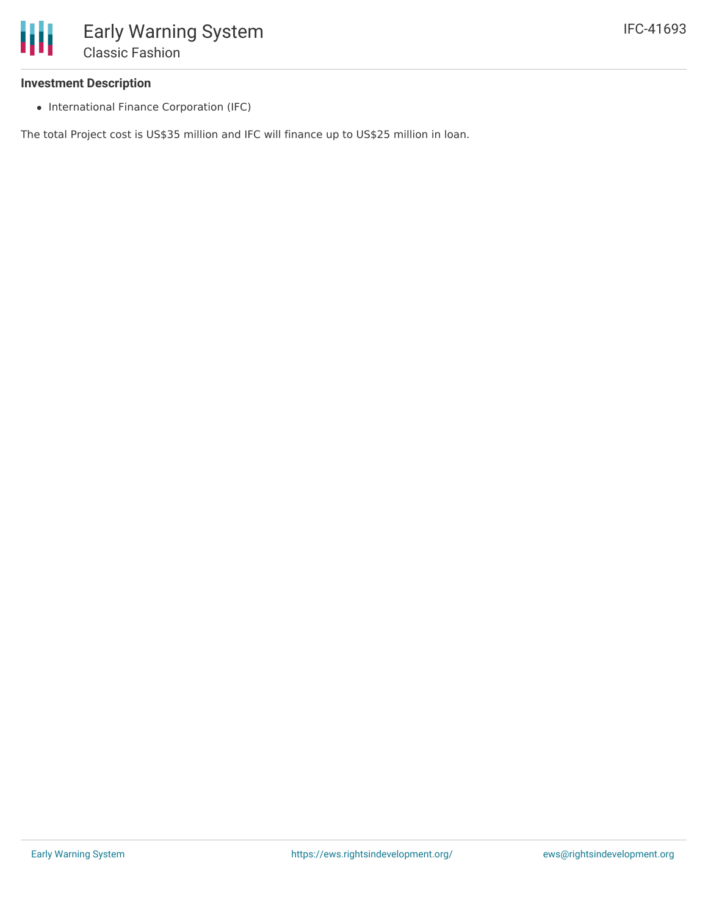## Investment Description

- International Finance Corporation (IFC)

The total Project cost is US$35 million and IFC will finance up to US$25 million in loan.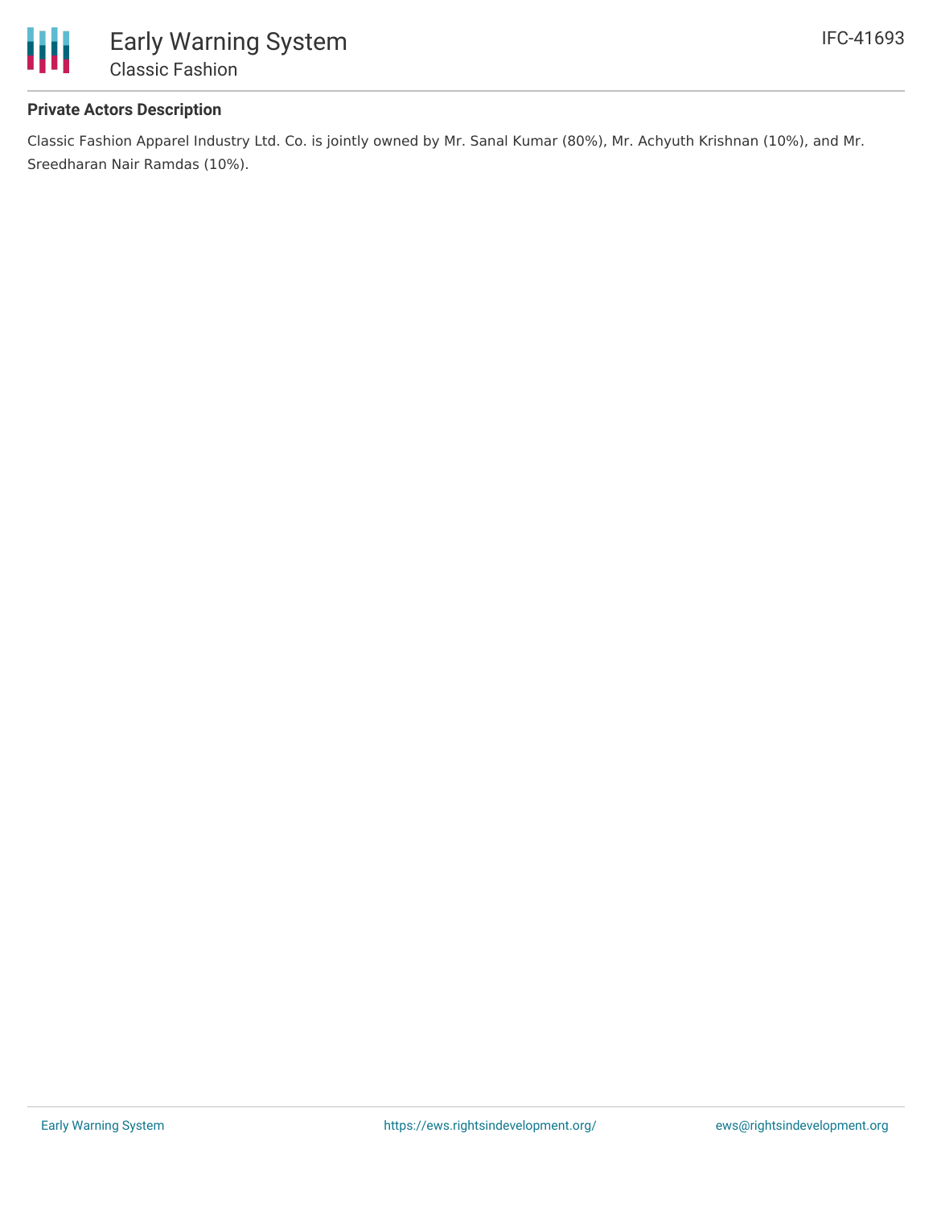### Private Actors Description

Classic Fashion Apparel Industry Ltd. Co. is jointly owned by Mr. Sanal Kumar (80%), Mr. Achyuth Krishnan (10%), and Mr. Sreedharan Nair Ramdas (10%).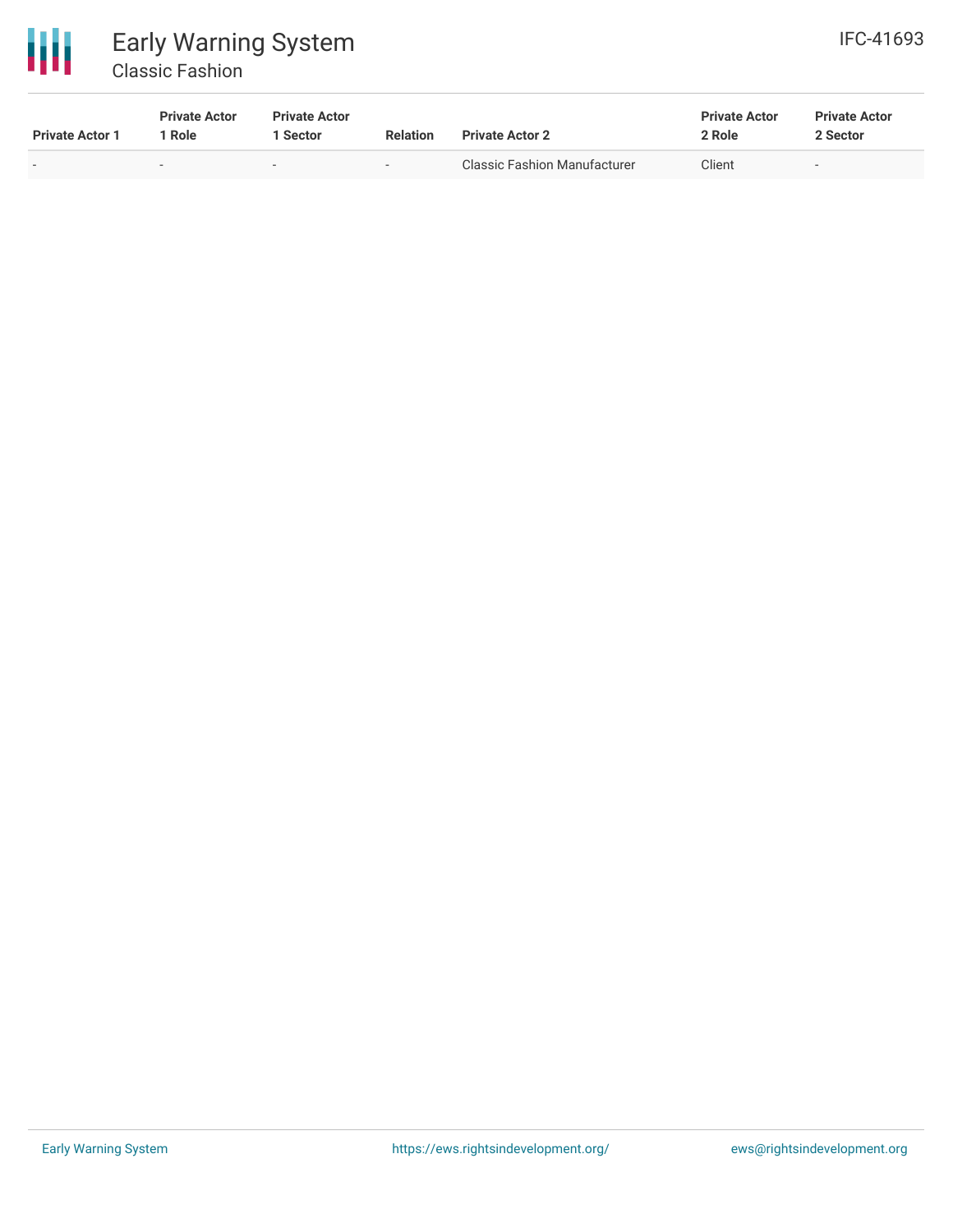| Private Actor 1 | Private Actor 1 Role | Private Actor 1 Sector | Relation | Private Actor 2 | Private Actor 2 Role | Private Actor 2 Sector |
|---|---|---|---|---|---|---|
| - | - | - | - | Classic Fashion Manufacturer | Client | - |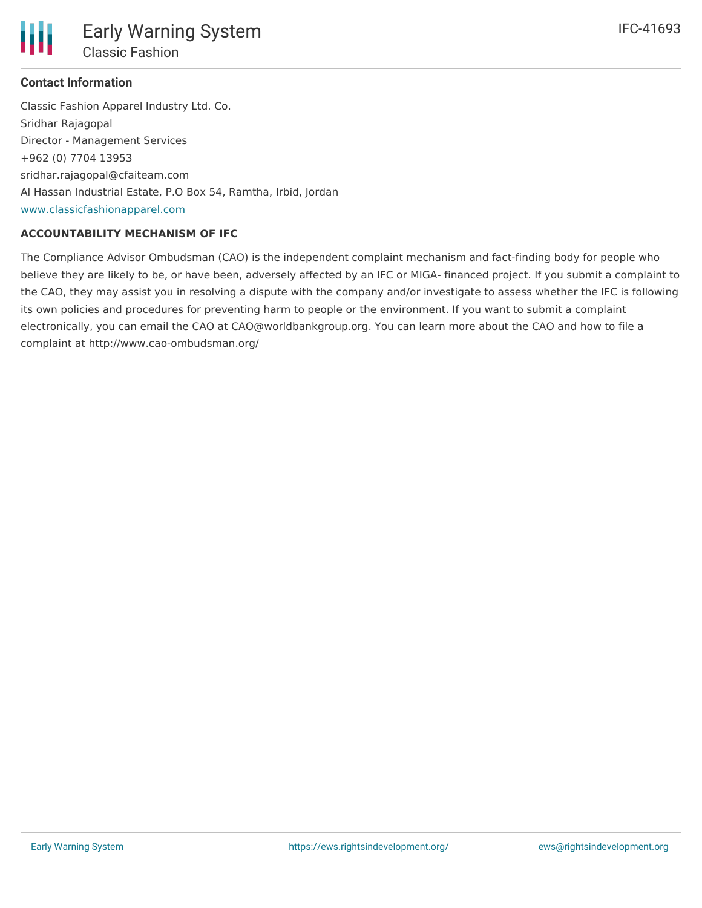### Contact Information

Classic Fashion Apparel Industry Ltd. Co.
Sridhar Rajagopal
Director - Management Services
+962 (0) 7704 13953
sridhar.rajagopal@cfaiteam.com
Al Hassan Industrial Estate, P.O Box 54, Ramtha, Irbid, Jordan
www.classicfashionapparel.com

#### ACCOUNTABILITY MECHANISM OF IFC

The Compliance Advisor Ombudsman (CAO) is the independent complaint mechanism and fact-finding body for people who believe they are likely to be, or have been, adversely affected by an IFC or MIGA- financed project. If you submit a complaint to the CAO, they may assist you in resolving a dispute with the company and/or investigate to assess whether the IFC is following its own policies and procedures for preventing harm to people or the environment. If you want to submit a complaint electronically, you can email the CAO at CAO@worldbankgroup.org. You can learn more about the CAO and how to file a complaint at http://www.cao-ombudsman.org/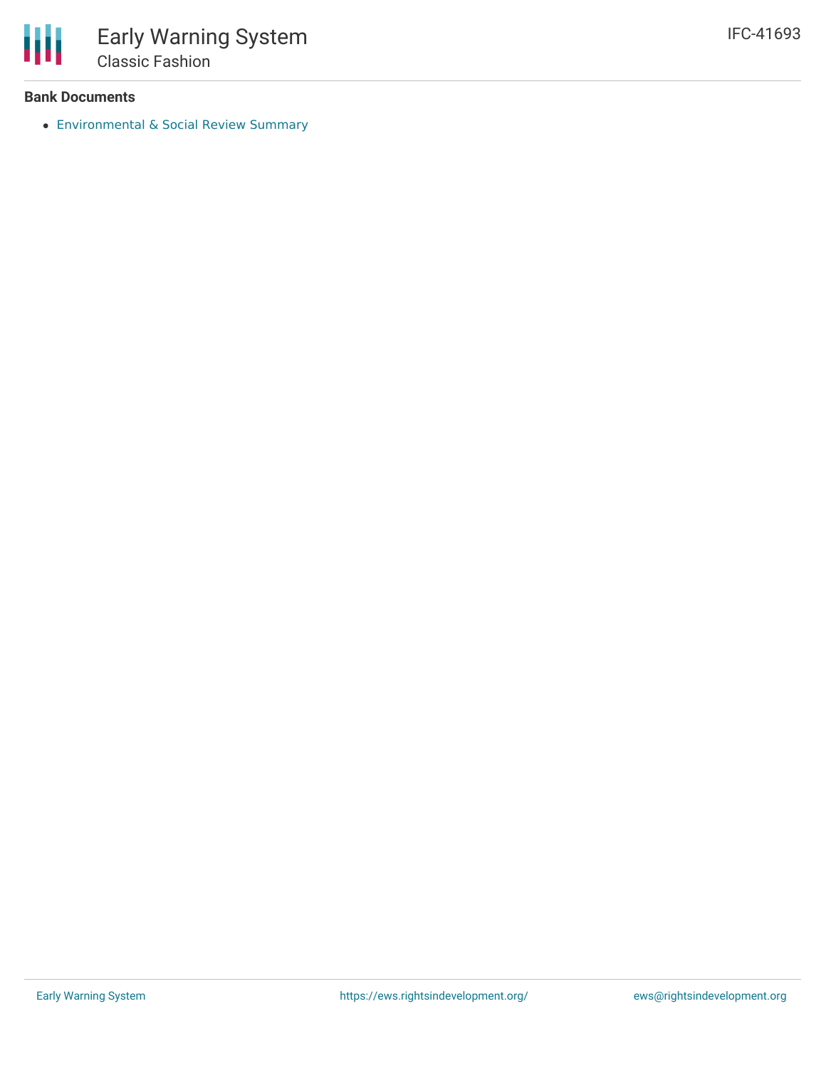**Bank Documents**

- Environmental & Social Review Summary